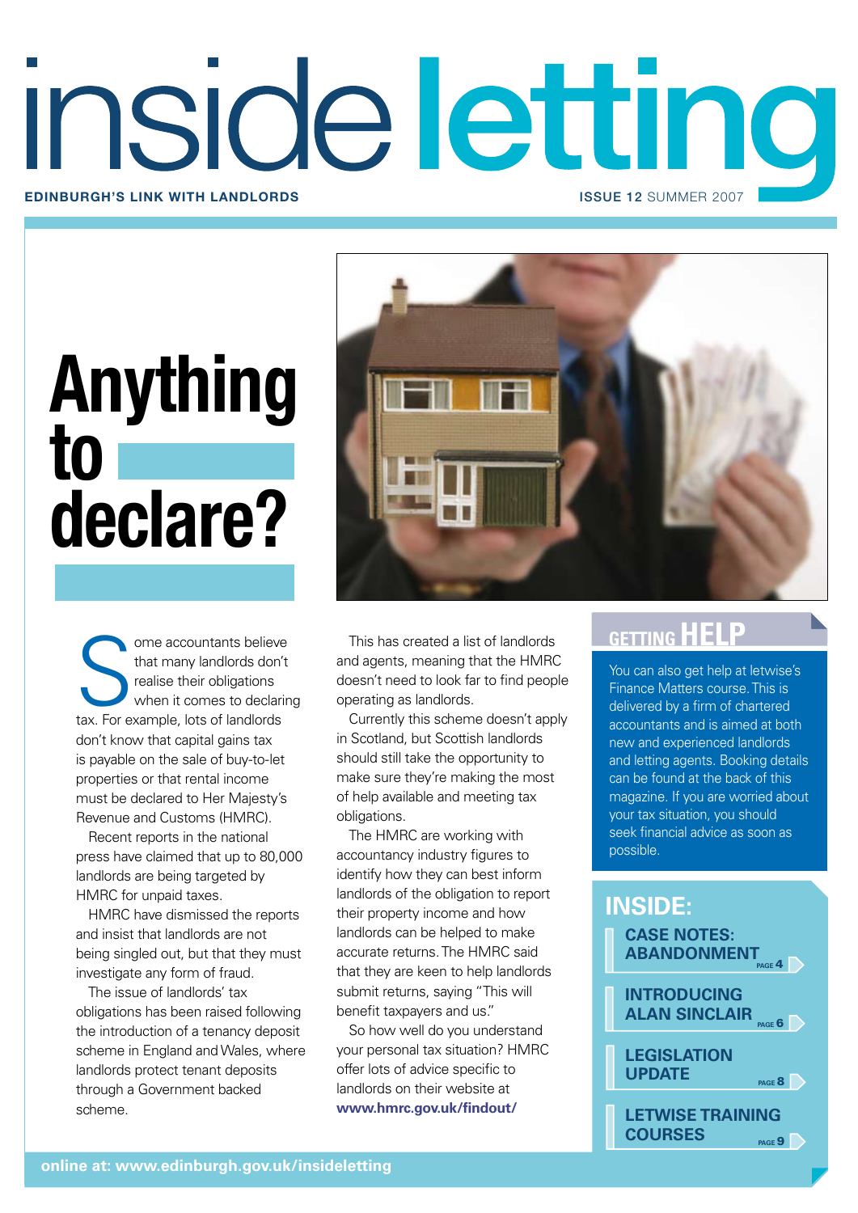# inside letting

**EDINBURGH'S LINK WITH LANDLORDS**

**ISSUE 12** SUMMER 2007

# Anything to declare?

Some accountants believe that many landlords don't realise their obligations when it comes to declaring tax. For example, lots of landlords don't know that capital gains tax is payable on the sale of buy-to-let properties or that rental income must be declared to Her Majesty's Revenue and Customs (HMRC).

Recent reports in the national press have claimed that up to 80,000 landlords are being targeted by HMRC for unpaid taxes.

HMRC have dismissed the reports and insist that landlords are not being singled out, but that they must investigate any form of fraud.

The issue of landlords' tax obligations has been raised following the introduction of a tenancy deposit scheme in England and Wales, where landlords protect tenant deposits through a Government backed scheme.

This has created a list of landlords and agents, meaning that the HMRC doesn't need to look far to find people operating as landlords.

Currently this scheme doesn't apply in Scotland, but Scottish landlords should still take the opportunity to make sure they're making the most of help available and meeting tax obligations.

The HMRC are working with accountancy industry figures to identify how they can best inform landlords of the obligation to report their property income and how landlords can be helped to make accurate returns. The HMRC said that they are keen to help landlords submit returns, saying "This will benefit taxpayers and us."

So how well do you understand your personal tax situation? HMRC offer lots of advice specific to landlords on their website at **www.hmrc.gov.uk/findout/**

## GETTING HELP

You can also get help at letwise's Finance Matters course. This is delivered by a firm of chartered accountants and is aimed at both new and experienced landlords and letting agents. Booking details can be found at the back of this magazine. If you are worried about your tax situation, you should seek financial advice as soon as possible.

## INSIDE:

- **CASE NOTES: ABANDONMENT** PAGE 4
- **INTRODUCING ALAN SINCLAIR** PAGE 6
- **LEGISLATION UPDATE** PAGE 8
- **LETWISE TRAINING COURSES** PAGE 9

**online at: www.edinburgh.gov.uk/insideletting**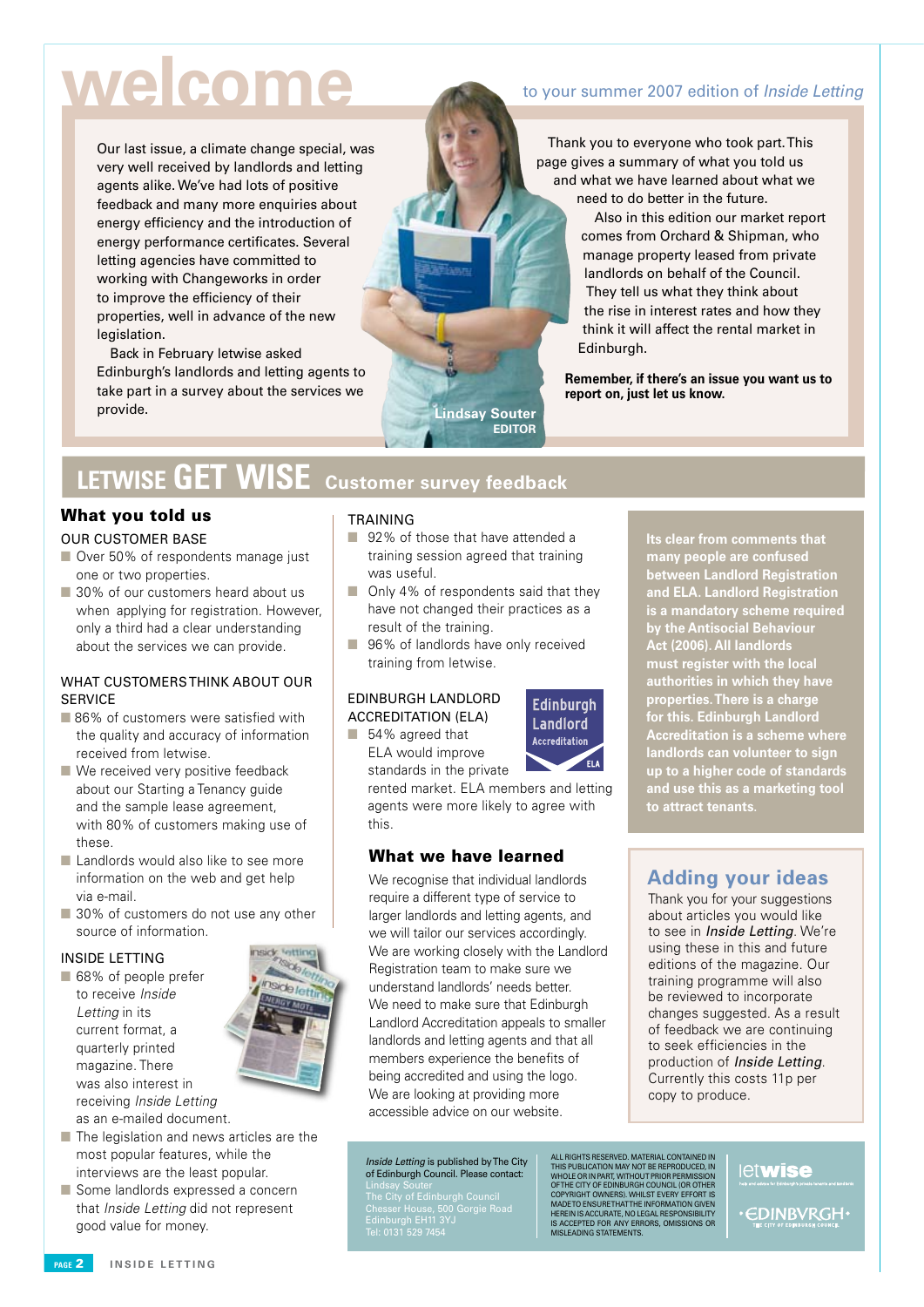# welcome

to your summer 2007 edition of *Inside Letting*

Our last issue, a climate change special, was very well received by landlords and letting agents alike. We've had lots of positive feedback and many more enquiries about energy efficiency and the introduction of energy performance certificates. Several letting agencies have committed to working with Changeworks in order to improve the efficiency of their properties, well in advance of the new legislation.

Back in February letwise asked Edinburgh's landlords and letting agents to take part in a survey about the services we provide.

Thank you to everyone who took part. This page gives a summary of what you told us and what we have learned about what we need to do better in the future.

Also in this edition our market report comes from Orchard & Shipman, who manage property leased from private landlords on behalf of the Council. They tell us what they think about the rise in interest rates and how they think it will affect the rental market in Edinburgh.

**Remember, if there's an issue you want us to report on, just let us know.**

Lindsay Souter
EDITOR

## LETWISE GET WISE Customer survey feedback

### What you told us

OUR CUSTOMER BASE

- Over 50% of respondents manage just one or two properties.
- 30% of our customers heard about us when applying for registration. However, only a third had a clear understanding about the services we can provide.

WHAT CUSTOMERS THINK ABOUT OUR SERVICE

- 86% of customers were satisfied with the quality and accuracy of information received from letwise.
- We received very positive feedback about our Starting a Tenancy guide and the sample lease agreement, with 80% of customers making use of these.
- Landlords would also like to see more information on the web and get help via e-mail.
- 30% of customers do not use any other source of information.

INSIDE LETTING

- 68% of people prefer to receive *Inside Letting* in its current format, a quarterly printed magazine. There was also interest in receiving *Inside Letting* as an e-mailed document.
- The legislation and news articles are the most popular features, while the interviews are the least popular.
- Some landlords expressed a concern that *Inside Letting* did not represent good value for money.

TRAINING

- 92% of those that have attended a training session agreed that training was useful.
- Only 4% of respondents said that they have not changed their practices as a result of the training.
- 96% of landlords have only received training from letwise.

EDINBURGH LANDLORD ACCREDITATION (ELA)

- 54% agreed that ELA would improve standards in the private rented market. ELA members and letting agents were more likely to agree with this.

### What we have learned

We recognise that individual landlords require a different type of service to larger landlords and letting agents, and we will tailor our services accordingly.

We are working closely with the Landlord Registration team to make sure we understand landlords' needs better.

We need to make sure that Edinburgh Landlord Accreditation appeals to smaller landlords and letting agents and that all members experience the benefits of being accredited and using the logo.

We are looking at providing more accessible advice on our website.

**Its clear from comments that many people are confused between Landlord Registration and ELA. Landlord Registration is a mandatory scheme required by the Antisocial Behaviour Act (2006). All landlords must register with the local authorities in which they have properties. There is a charge for this. Edinburgh Landlord Accreditation is a scheme where landlords can volunteer to sign up to a higher code of standards and use this as a marketing tool to attract tenants.**

### Adding your ideas

Thank you for your suggestions about articles you would like to see in *Inside Letting*. We're using these in this and future editions of the magazine. Our training programme will also be reviewed to incorporate changes suggested. As a result of feedback we are continuing to seek efficiencies in the production of *Inside Letting*. Currently this costs 11p per copy to produce.

*Inside Letting* is published by The City of Edinburgh Council. Please contact:
Lindsay Souter
The City of Edinburgh Council
Chesser House, 500 Gorgie Road
Edinburgh EH11 3YJ
Tel: 0131 529 7454

ALL RIGHTS RESERVED. MATERIAL CONTAINED IN THIS PUBLICATION MAY NOT BE REPRODUCED, IN WHOLE OR IN PART, WITHOUT PRIOR PERMISSION OF THE CITY OF EDINBURGH COUNCIL (OR OTHER COPYRIGHT OWNERS). WHILST EVERY EFFORT IS MADE TO ENSURE THAT THE INFORMATION GIVEN HEREIN IS ACCURATE, NO LEGAL RESPONSIBILITY IS ACCEPTED FOR ANY ERRORS, OMISSIONS OR MISLEADING STATEMENTS.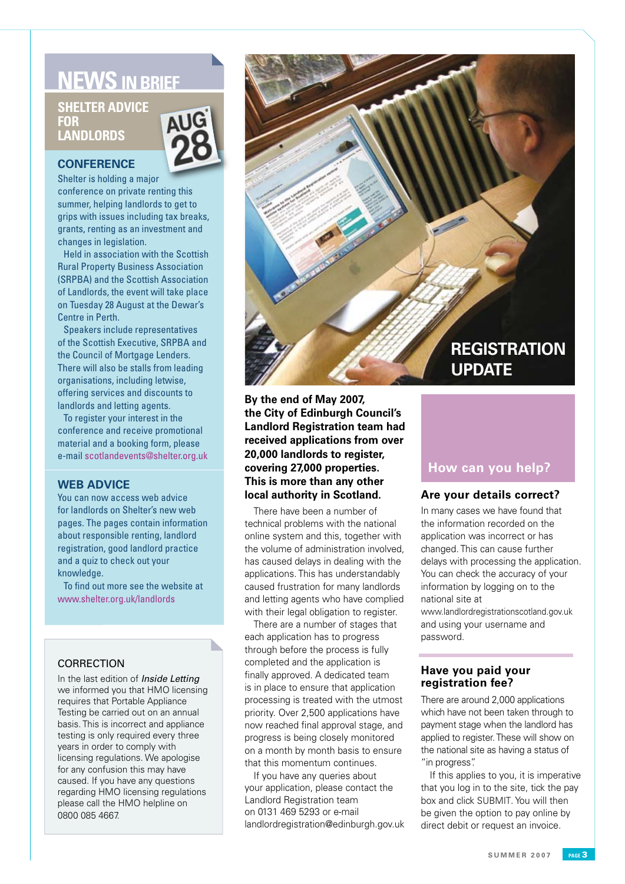# NEWS IN BRIEF

## SHELTER ADVICE FOR LANDLORDS CONFERENCE

AUG 28

Shelter is holding a major conference on private renting this summer, helping landlords to get to grips with issues including tax breaks, grants, renting as an investment and changes in legislation.

Held in association with the Scottish Rural Property Business Association (SRPBA) and the Scottish Association of Landlords, the event will take place on Tuesday 28 August at the Dewar's Centre in Perth.

Speakers include representatives of the Scottish Executive, SRPBA and the Council of Mortgage Lenders. There will also be stalls from leading organisations, including letwise, offering services and discounts to landlords and letting agents.

To register your interest in the conference and receive promotional material and a booking form, please e-mail scotlandevents@shelter.org.uk

## WEB ADVICE

You can now access web advice for landlords on Shelter's new web pages. The pages contain information about responsible renting, landlord registration, good landlord practice and a quiz to check out your knowledge.

To find out more see the website at www.shelter.org.uk/landlords

## CORRECTION

In the last edition of *Inside Letting* we informed you that HMO licensing requires that Portable Appliance Testing be carried out on an annual basis. This is incorrect and appliance testing is only required every three years in order to comply with licensing regulations. We apologise for any confusion this may have caused. If you have any queries regarding HMO licensing regulations please call the HMO helpline on 0800 085 4667.

# REGISTRATION UPDATE

**By the end of May 2007, the City of Edinburgh Council's Landlord Registration team had received applications from over 20,000 landlords to register, covering 27,000 properties. This is more than any other local authority in Scotland.**

There have been a number of technical problems with the national online system and this, together with the volume of administration involved, has caused delays in dealing with the applications. This has understandably caused frustration for many landlords and letting agents who have complied with their legal obligation to register.

There are a number of stages that each application has to progress through before the process is fully completed and the application is finally approved. A dedicated team is in place to ensure that application processing is treated with the utmost priority. Over 2,500 applications have now reached final approval stage, and progress is being closely monitored on a month by month basis to ensure that this momentum continues.

If you have any queries about your application, please contact the Landlord Registration team on 0131 469 5293 or e-mail landlordregistration@edinburgh.gov.uk

## How can you help?

### Are your details correct?

In many cases we have found that the information recorded on the application was incorrect or has changed. This can cause further delays with processing the application. You can check the accuracy of your information by logging on to the national site at www.landlordregistrationscotland.gov.uk and using your username and password.

### Have you paid your registration fee?

There are around 2,000 applications which have not been taken through to payment stage when the landlord has applied to register. These will show on the national site as having a status of "in progress".

If this applies to you, it is imperative that you log in to the site, tick the pay box and click SUBMIT. You will then be given the option to pay online by direct debit or request an invoice.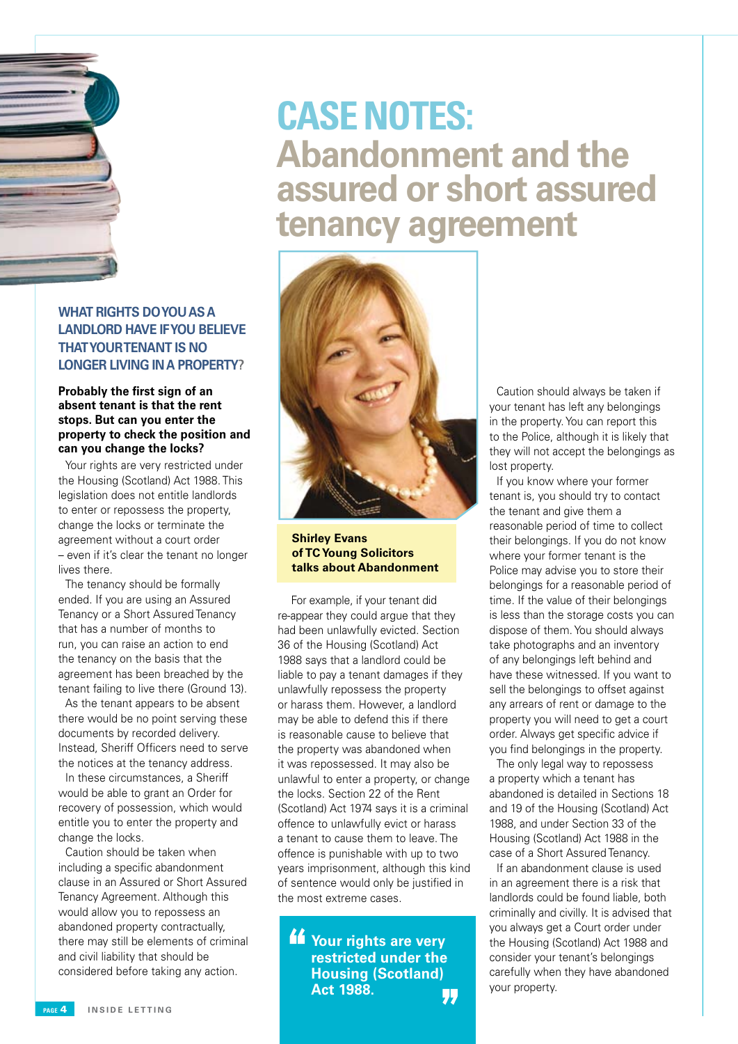# CASE NOTES: Abandonment and the assured or short assured tenancy agreement

**Shirley Evans of TC Young Solicitors talks about Abandonment**

## WHAT RIGHTS DO YOU AS A LANDLORD HAVE IF YOU BELIEVE THAT YOUR TENANT IS NO LONGER LIVING IN A PROPERTY?

**Probably the first sign of an absent tenant is that the rent stops. But can you enter the property to check the position and can you change the locks?**

Your rights are very restricted under the Housing (Scotland) Act 1988. This legislation does not entitle landlords to enter or repossess the property, change the locks or terminate the agreement without a court order – even if it's clear the tenant no longer lives there.

The tenancy should be formally ended. If you are using an Assured Tenancy or a Short Assured Tenancy that has a number of months to run, you can raise an action to end the tenancy on the basis that the agreement has been breached by the tenant failing to live there (Ground 13).

As the tenant appears to be absent there would be no point serving these documents by recorded delivery. Instead, Sheriff Officers need to serve the notices at the tenancy address.

In these circumstances, a Sheriff would be able to grant an Order for recovery of possession, which would entitle you to enter the property and change the locks.

Caution should be taken when including a specific abandonment clause in an Assured or Short Assured Tenancy Agreement. Although this would allow you to repossess an abandoned property contractually, there may still be elements of criminal and civil liability that should be considered before taking any action.

For example, if your tenant did re-appear they could argue that they had been unlawfully evicted. Section 36 of the Housing (Scotland) Act 1988 says that a landlord could be liable to pay a tenant damages if they unlawfully repossess the property or harass them. However, a landlord may be able to defend this if there is reasonable cause to believe that the property was abandoned when it was repossessed. It may also be unlawful to enter a property, or change the locks. Section 22 of the Rent (Scotland) Act 1974 says it is a criminal offence to unlawfully evict or harass a tenant to cause them to leave. The offence is punishable with up to two years imprisonment, although this kind of sentence would only be justified in the most extreme cases.

> **"Your rights are very restricted under the Housing (Scotland) Act 1988."**

Caution should always be taken if your tenant has left any belongings in the property. You can report this to the Police, although it is likely that they will not accept the belongings as lost property.

If you know where your former tenant is, you should try to contact the tenant and give them a reasonable period of time to collect their belongings. If you do not know where your former tenant is the Police may advise you to store their belongings for a reasonable period of time. If the value of their belongings is less than the storage costs you can dispose of them. You should always take photographs and an inventory of any belongings left behind and have these witnessed. If you want to sell the belongings to offset against any arrears of rent or damage to the property you will need to get a court order. Always get specific advice if you find belongings in the property.

The only legal way to repossess a property which a tenant has abandoned is detailed in Sections 18 and 19 of the Housing (Scotland) Act 1988, and under Section 33 of the Housing (Scotland) Act 1988 in the case of a Short Assured Tenancy.

If an abandonment clause is used in an agreement there is a risk that landlords could be found liable, both criminally and civilly. It is advised that you always get a Court order under the Housing (Scotland) Act 1988 and consider your tenant's belongings carefully when they have abandoned your property.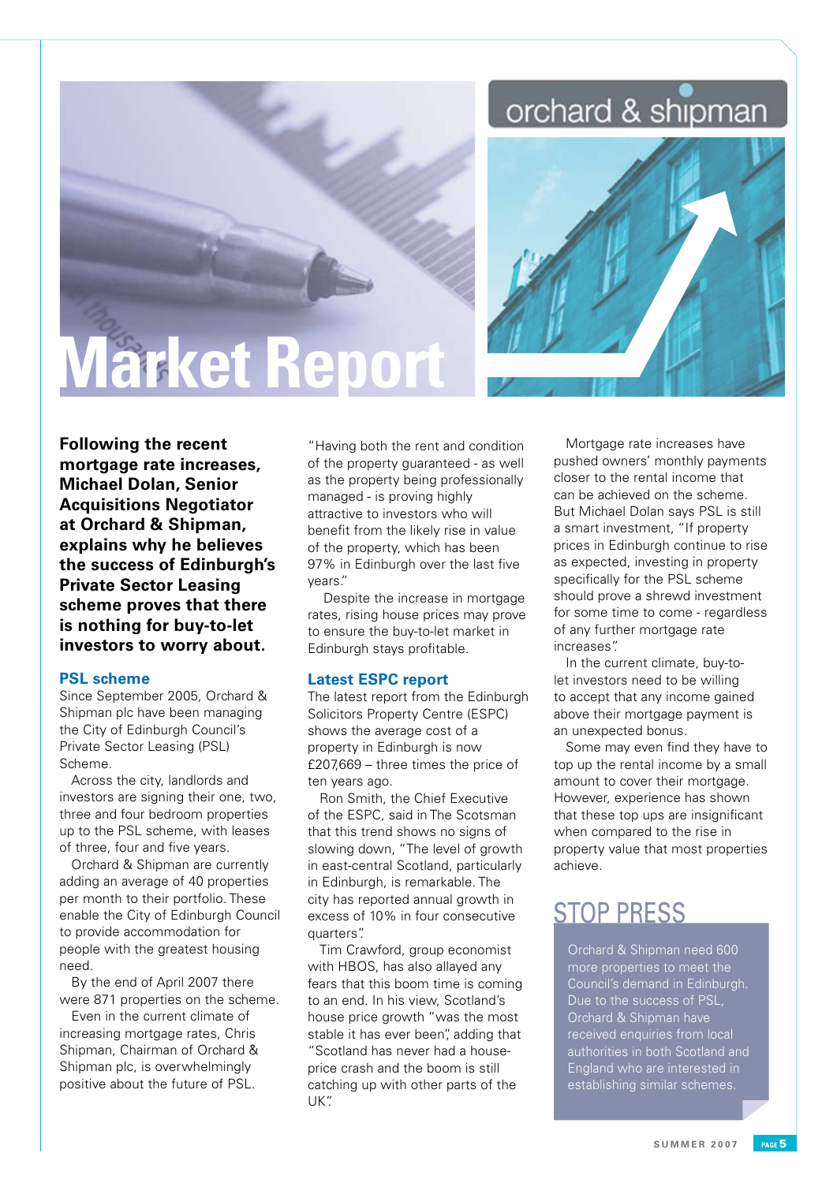orchard & shipman

# Market Report

**Following the recent mortgage rate increases, Michael Dolan, Senior Acquisitions Negotiator at Orchard & Shipman, explains why he believes the success of Edinburgh's Private Sector Leasing scheme proves that there is nothing for buy-to-let investors to worry about.**

## PSL scheme

Since September 2005, Orchard & Shipman plc have been managing the City of Edinburgh Council's Private Sector Leasing (PSL) Scheme.

Across the city, landlords and investors are signing their one, two, three and four bedroom properties up to the PSL scheme, with leases of three, four and five years.

Orchard & Shipman are currently adding an average of 40 properties per month to their portfolio. These enable the City of Edinburgh Council to provide accommodation for people with the greatest housing need.

By the end of April 2007 there were 871 properties on the scheme.

Even in the current climate of increasing mortgage rates, Chris Shipman, Chairman of Orchard & Shipman plc, is overwhelmingly positive about the future of PSL.

"Having both the rent and condition of the property guaranteed - as well as the property being professionally managed - is proving highly attractive to investors who will benefit from the likely rise in value of the property, which has been 97% in Edinburgh over the last five years."

Despite the increase in mortgage rates, rising house prices may prove to ensure the buy-to-let market in Edinburgh stays profitable.

## Latest ESPC report

The latest report from the Edinburgh Solicitors Property Centre (ESPC) shows the average cost of a property in Edinburgh is now £207,669 – three times the price of ten years ago.

Ron Smith, the Chief Executive of the ESPC, said in The Scotsman that this trend shows no signs of slowing down, "The level of growth in east-central Scotland, particularly in Edinburgh, is remarkable. The city has reported annual growth in excess of 10% in four consecutive quarters".

Tim Crawford, group economist with HBOS, has also allayed any fears that this boom time is coming to an end. In his view, Scotland's house price growth "was the most stable it has ever been", adding that "Scotland has never had a house-price crash and the boom is still catching up with other parts of the UK".

Mortgage rate increases have pushed owners' monthly payments closer to the rental income that can be achieved on the scheme. But Michael Dolan says PSL is still a smart investment, "If property prices in Edinburgh continue to rise as expected, investing in property specifically for the PSL scheme should prove a shrewd investment for some time to come - regardless of any further mortgage rate increases".

In the current climate, buy-to-let investors need to be willing to accept that any income gained above their mortgage payment is an unexpected bonus.

Some may even find they have to top up the rental income by a small amount to cover their mortgage. However, experience has shown that these top ups are insignificant when compared to the rise in property value that most properties achieve.

## STOP PRESS

Orchard & Shipman need 600 more properties to meet the Council's demand in Edinburgh. Due to the success of PSL, Orchard & Shipman have received enquiries from local authorities in both Scotland and England who are interested in establishing similar schemes.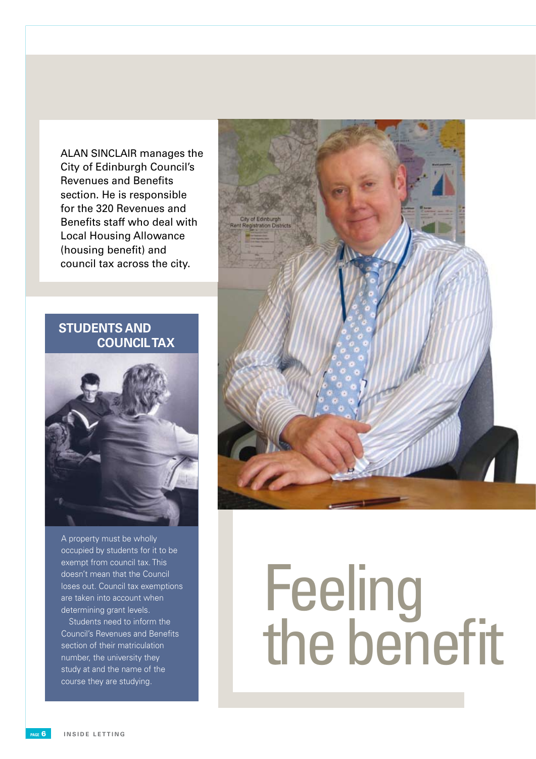# Feeling the benefit

ALAN SINCLAIR manages the City of Edinburgh Council's Revenues and Benefits section. He is responsible for the 320 Revenues and Benefits staff who deal with Local Housing Allowance (housing benefit) and council tax across the city.

## STUDENTS AND COUNCIL TAX

A property must be wholly occupied by students for it to be exempt from council tax. This doesn't mean that the Council loses out. Council tax exemptions are taken into account when determining grant levels.

Students need to inform the Council's Revenues and Benefits section of their matriculation number, the university they study at and the name of the course they are studying.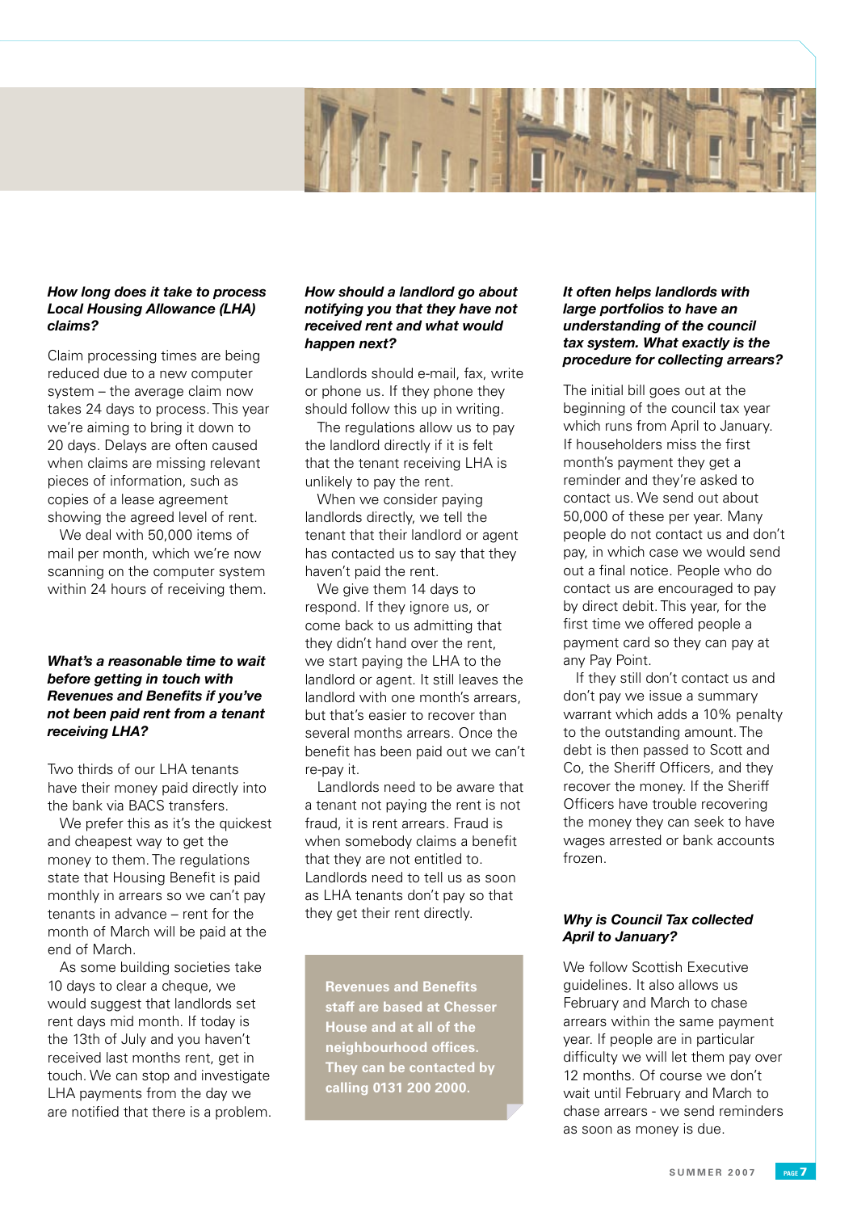***How long does it take to process Local Housing Allowance (LHA) claims?***

Claim processing times are being reduced due to a new computer system – the average claim now takes 24 days to process. This year we're aiming to bring it down to 20 days. Delays are often caused when claims are missing relevant pieces of information, such as copies of a lease agreement showing the agreed level of rent.

We deal with 50,000 items of mail per month, which we're now scanning on the computer system within 24 hours of receiving them.

***What's a reasonable time to wait before getting in touch with Revenues and Benefits if you've not been paid rent from a tenant receiving LHA?***

Two thirds of our LHA tenants have their money paid directly into the bank via BACS transfers.

We prefer this as it's the quickest and cheapest way to get the money to them. The regulations state that Housing Benefit is paid monthly in arrears so we can't pay tenants in advance – rent for the month of March will be paid at the end of March.

As some building societies take 10 days to clear a cheque, we would suggest that landlords set rent days mid month. If today is the 13th of July and you haven't received last months rent, get in touch. We can stop and investigate LHA payments from the day we are notified that there is a problem.

***How should a landlord go about notifying you that they have not received rent and what would happen next?***

Landlords should e-mail, fax, write or phone us. If they phone they should follow this up in writing.

The regulations allow us to pay the landlord directly if it is felt that the tenant receiving LHA is unlikely to pay the rent.

When we consider paying landlords directly, we tell the tenant that their landlord or agent has contacted us to say that they haven't paid the rent.

We give them 14 days to respond. If they ignore us, or come back to us admitting that they didn't hand over the rent, we start paying the LHA to the landlord or agent. It still leaves the landlord with one month's arrears, but that's easier to recover than several months arrears. Once the benefit has been paid out we can't re-pay it.

Landlords need to be aware that a tenant not paying the rent is not fraud, it is rent arrears. Fraud is when somebody claims a benefit that they are not entitled to. Landlords need to tell us as soon as LHA tenants don't pay so that they get their rent directly.

**Revenues and Benefits staff are based at Chesser House and at all of the neighbourhood offices. They can be contacted by calling 0131 200 2000.**

***It often helps landlords with large portfolios to have an understanding of the council tax system. What exactly is the procedure for collecting arrears?***

The initial bill goes out at the beginning of the council tax year which runs from April to January. If householders miss the first month's payment they get a reminder and they're asked to contact us. We send out about 50,000 of these per year. Many people do not contact us and don't pay, in which case we would send out a final notice. People who do contact us are encouraged to pay by direct debit. This year, for the first time we offered people a payment card so they can pay at any Pay Point.

If they still don't contact us and don't pay we issue a summary warrant which adds a 10% penalty to the outstanding amount. The debt is then passed to Scott and Co, the Sheriff Officers, and they recover the money. If the Sheriff Officers have trouble recovering the money they can seek to have wages arrested or bank accounts frozen.

***Why is Council Tax collected April to January?***

We follow Scottish Executive guidelines. It also allows us February and March to chase arrears within the same payment year. If people are in particular difficulty we will let them pay over 12 months. Of course we don't wait until February and March to chase arrears - we send reminders as soon as money is due.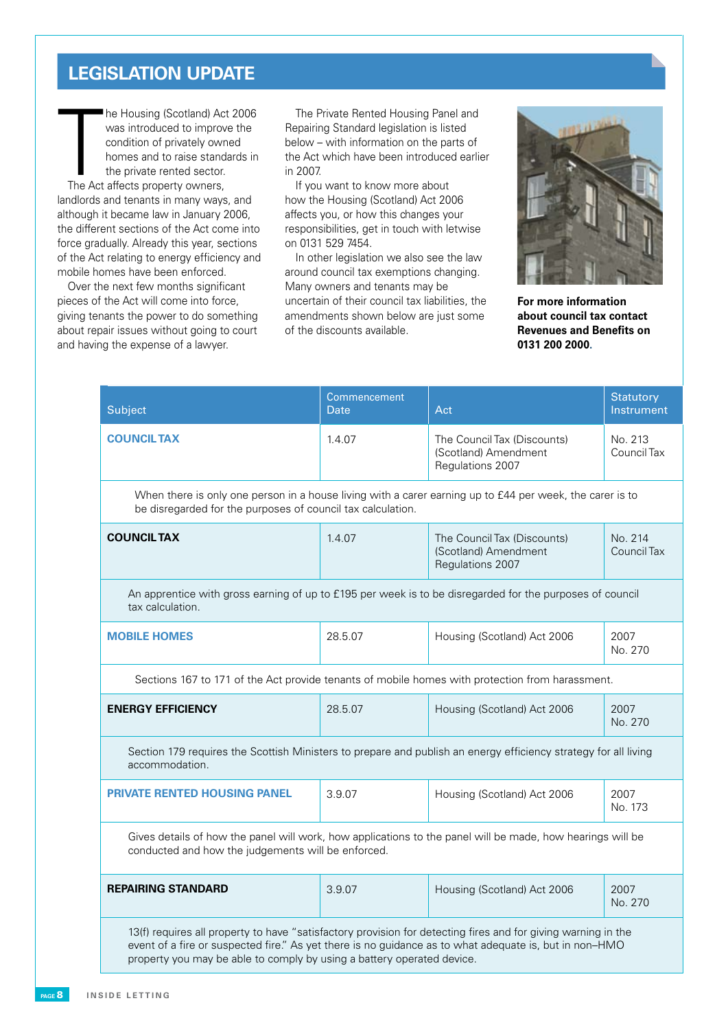# LEGISLATION UPDATE

The Housing (Scotland) Act 2006 was introduced to improve the condition of privately owned homes and to raise standards in the private rented sector.

The Act affects property owners, landlords and tenants in many ways, and although it became law in January 2006, the different sections of the Act come into force gradually. Already this year, sections of the Act relating to energy efficiency and mobile homes have been enforced.

Over the next few months significant pieces of the Act will come into force, giving tenants the power to do something about repair issues without going to court and having the expense of a lawyer.

The Private Rented Housing Panel and Repairing Standard legislation is listed below – with information on the parts of the Act which have been introduced earlier in 2007.

If you want to know more about how the Housing (Scotland) Act 2006 affects you, or how this changes your responsibilities, get in touch with letwise on 0131 529 7454.

In other legislation we also see the law around council tax exemptions changing. Many owners and tenants may be uncertain of their council tax liabilities, the amendments shown below are just some of the discounts available.

**For more information about council tax contact Revenues and Benefits on 0131 200 2000.**

| Subject | Commencement Date | Act | Statutory Instrument |
|---|---|---|---|
| **COUNCIL TAX** | 1.4.07 | The Council Tax (Discounts) (Scotland) Amendment Regulations 2007 | No. 213 Council Tax |
| When there is only one person in a house living with a carer earning up to £44 per week, the carer is to be disregarded for the purposes of council tax calculation. | | | |
| **COUNCIL TAX** | 1.4.07 | The Council Tax (Discounts) (Scotland) Amendment Regulations 2007 | No. 214 Council Tax |
| An apprentice with gross earning of up to £195 per week is to be disregarded for the purposes of council tax calculation. | | | |
| **MOBILE HOMES** | 28.5.07 | Housing (Scotland) Act 2006 | 2007 No. 270 |
| Sections 167 to 171 of the Act provide tenants of mobile homes with protection from harassment. | | | |
| **ENERGY EFFICIENCY** | 28.5.07 | Housing (Scotland) Act 2006 | 2007 No. 270 |
| Section 179 requires the Scottish Ministers to prepare and publish an energy efficiency strategy for all living accommodation. | | | |
| **PRIVATE RENTED HOUSING PANEL** | 3.9.07 | Housing (Scotland) Act 2006 | 2007 No. 173 |
| Gives details of how the panel will work, how applications to the panel will be made, how hearings will be conducted and how the judgements will be enforced. | | | |
| **REPAIRING STANDARD** | 3.9.07 | Housing (Scotland) Act 2006 | 2007 No. 270 |
| 13(f) requires all property to have "satisfactory provision for detecting fires and for giving warning in the event of a fire or suspected fire." As yet there is no guidance as to what adequate is, but in non–HMO property you may be able to comply by using a battery operated device. | | | |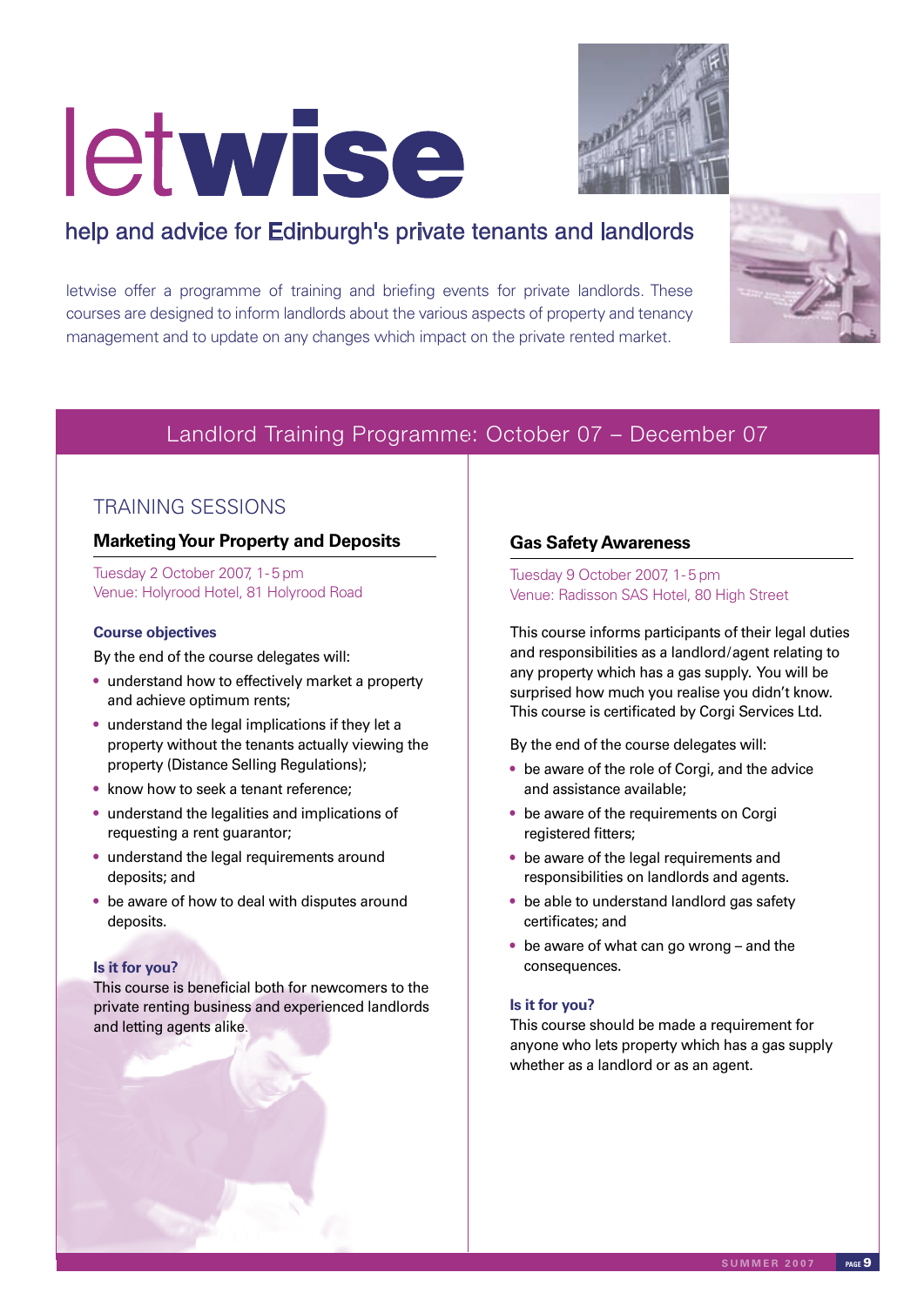# letwise

## help and advice for Edinburgh's private tenants and landlords

letwise offer a programme of training and briefing events for private landlords. These courses are designed to inform landlords about the various aspects of property and tenancy management and to update on any changes which impact on the private rented market.

## Landlord Training Programme: October 07 – December 07

### TRAINING SESSIONS

### Marketing Your Property and Deposits

Tuesday 2 October 2007, 1-5 pm
Venue: Holyrood Hotel, 81 Holyrood Road

**Course objectives**

By the end of the course delegates will:

- understand how to effectively market a property and achieve optimum rents;
- understand the legal implications if they let a property without the tenants actually viewing the property (Distance Selling Regulations);
- know how to seek a tenant reference;
- understand the legalities and implications of requesting a rent guarantor;
- understand the legal requirements around deposits; and
- be aware of how to deal with disputes around deposits.

**Is it for you?**

This course is beneficial both for newcomers to the private renting business and experienced landlords and letting agents alike.

### Gas Safety Awareness

Tuesday 9 October 2007, 1-5 pm
Venue: Radisson SAS Hotel, 80 High Street

This course informs participants of their legal duties and responsibilities as a landlord/agent relating to any property which has a gas supply. You will be surprised how much you realise you didn't know. This course is certificated by Corgi Services Ltd.

By the end of the course delegates will:

- be aware of the role of Corgi, and the advice and assistance available;
- be aware of the requirements on Corgi registered fitters;
- be aware of the legal requirements and responsibilities on landlords and agents.
- be able to understand landlord gas safety certificates; and
- be aware of what can go wrong – and the consequences.

**Is it for you?**

This course should be made a requirement for anyone who lets property which has a gas supply whether as a landlord or as an agent.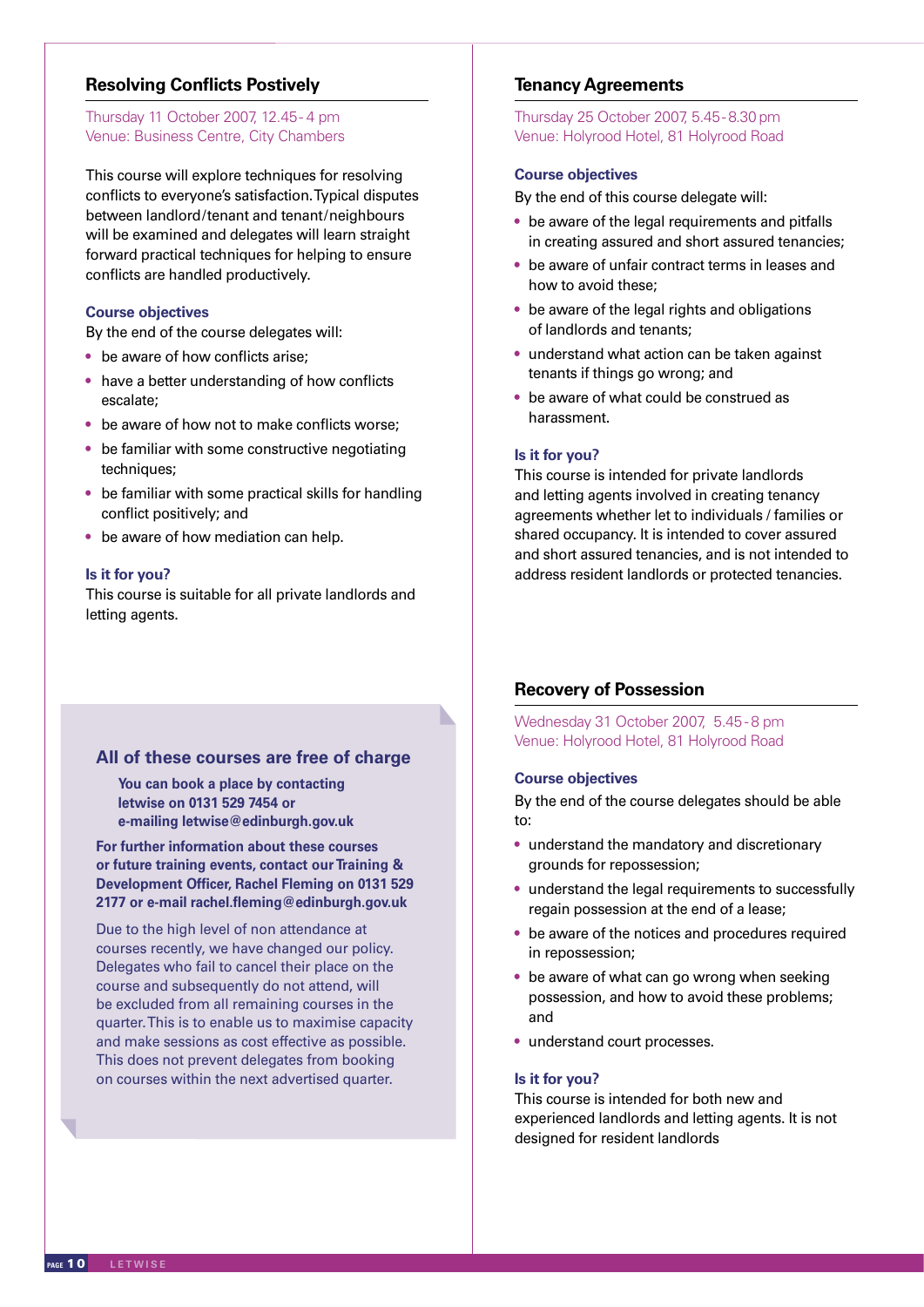## Resolving Conflicts Postively

Thursday 11 October 2007, 12.45 - 4 pm
Venue: Business Centre, City Chambers

This course will explore techniques for resolving conflicts to everyone's satisfaction. Typical disputes between landlord/tenant and tenant/neighbours will be examined and delegates will learn straight forward practical techniques for helping to ensure conflicts are handled productively.

### Course objectives

By the end of the course delegates will:

- be aware of how conflicts arise;
- have a better understanding of how conflicts escalate;
- be aware of how not to make conflicts worse;
- be familiar with some constructive negotiating techniques;
- be familiar with some practical skills for handling conflict positively; and
- be aware of how mediation can help.

### Is it for you?

This course is suitable for all private landlords and letting agents.

## All of these courses are free of charge

**You can book a place by contacting letwise on 0131 529 7454 or e-mailing letwise@edinburgh.gov.uk**

**For further information about these courses or future training events, contact our Training & Development Officer, Rachel Fleming on 0131 529 2177 or e-mail rachel.fleming@edinburgh.gov.uk**

Due to the high level of non attendance at courses recently, we have changed our policy. Delegates who fail to cancel their place on the course and subsequently do not attend, will be excluded from all remaining courses in the quarter. This is to enable us to maximise capacity and make sessions as cost effective as possible. This does not prevent delegates from booking on courses within the next advertised quarter.

## Tenancy Agreements

Thursday 25 October 2007, 5.45 - 8.30 pm
Venue: Holyrood Hotel, 81 Holyrood Road

### Course objectives

By the end of this course delegate will:

- be aware of the legal requirements and pitfalls in creating assured and short assured tenancies;
- be aware of unfair contract terms in leases and how to avoid these;
- be aware of the legal rights and obligations of landlords and tenants;
- understand what action can be taken against tenants if things go wrong; and
- be aware of what could be construed as harassment.

### Is it for you?

This course is intended for private landlords and letting agents involved in creating tenancy agreements whether let to individuals / families or shared occupancy. It is intended to cover assured and short assured tenancies, and is not intended to address resident landlords or protected tenancies.

## Recovery of Possession

Wednesday 31 October 2007, 5.45 - 8 pm
Venue: Holyrood Hotel, 81 Holyrood Road

### Course objectives

By the end of the course delegates should be able to:

- understand the mandatory and discretionary grounds for repossession;
- understand the legal requirements to successfully regain possession at the end of a lease;
- be aware of the notices and procedures required in repossession;
- be aware of what can go wrong when seeking possession, and how to avoid these problems; and
- understand court processes.

### Is it for you?

This course is intended for both new and experienced landlords and letting agents. It is not designed for resident landlords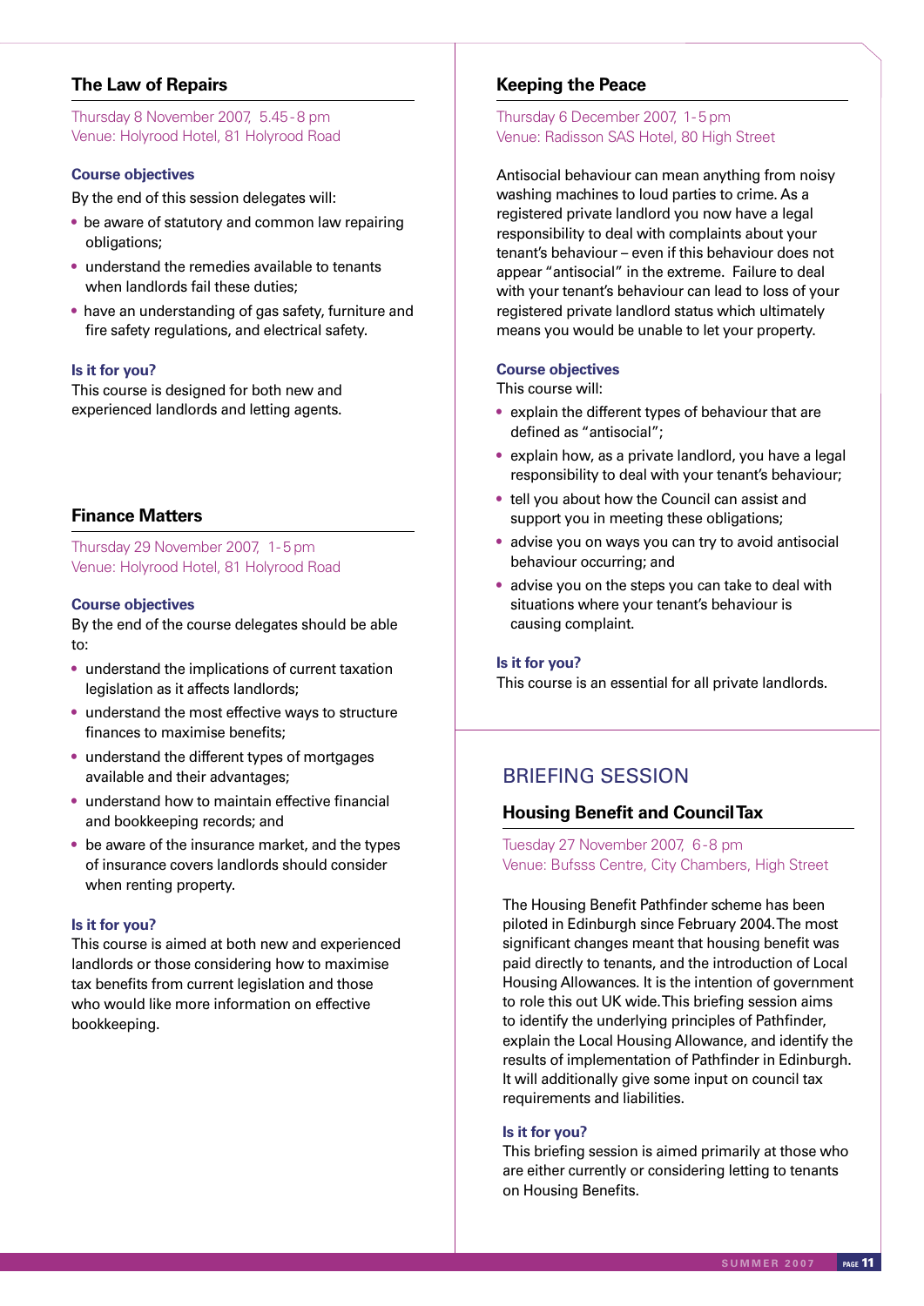## The Law of Repairs

Thursday 8 November 2007, 5.45 - 8 pm
Venue: Holyrood Hotel, 81 Holyrood Road

### Course objectives

By the end of this session delegates will:

- be aware of statutory and common law repairing obligations;
- understand the remedies available to tenants when landlords fail these duties;
- have an understanding of gas safety, furniture and fire safety regulations, and electrical safety.

### Is it for you?

This course is designed for both new and experienced landlords and letting agents.

## Finance Matters

Thursday 29 November 2007, 1 - 5 pm
Venue: Holyrood Hotel, 81 Holyrood Road

### Course objectives

By the end of the course delegates should be able to:

- understand the implications of current taxation legislation as it affects landlords;
- understand the most effective ways to structure finances to maximise benefits;
- understand the different types of mortgages available and their advantages;
- understand how to maintain effective financial and bookkeeping records; and
- be aware of the insurance market, and the types of insurance covers landlords should consider when renting property.

### Is it for you?

This course is aimed at both new and experienced landlords or those considering how to maximise tax benefits from current legislation and those who would like more information on effective bookkeeping.

## Keeping the Peace

Thursday 6 December 2007, 1 - 5 pm
Venue: Radisson SAS Hotel, 80 High Street

Antisocial behaviour can mean anything from noisy washing machines to loud parties to crime. As a registered private landlord you now have a legal responsibility to deal with complaints about your tenant's behaviour – even if this behaviour does not appear "antisocial" in the extreme. Failure to deal with your tenant's behaviour can lead to loss of your registered private landlord status which ultimately means you would be unable to let your property.

### Course objectives

This course will:

- explain the different types of behaviour that are defined as "antisocial";
- explain how, as a private landlord, you have a legal responsibility to deal with your tenant's behaviour;
- tell you about how the Council can assist and support you in meeting these obligations;
- advise you on ways you can try to avoid antisocial behaviour occurring; and
- advise you on the steps you can take to deal with situations where your tenant's behaviour is causing complaint.

### Is it for you?

This course is an essential for all private landlords.

# BRIEFING SESSION

## Housing Benefit and Council Tax

Tuesday 27 November 2007, 6 - 8 pm
Venue: Bufsss Centre, City Chambers, High Street

The Housing Benefit Pathfinder scheme has been piloted in Edinburgh since February 2004. The most significant changes meant that housing benefit was paid directly to tenants, and the introduction of Local Housing Allowances. It is the intention of government to role this out UK wide. This briefing session aims to identify the underlying principles of Pathfinder, explain the Local Housing Allowance, and identify the results of implementation of Pathfinder in Edinburgh. It will additionally give some input on council tax requirements and liabilities.

### Is it for you?

This briefing session is aimed primarily at those who are either currently or considering letting to tenants on Housing Benefits.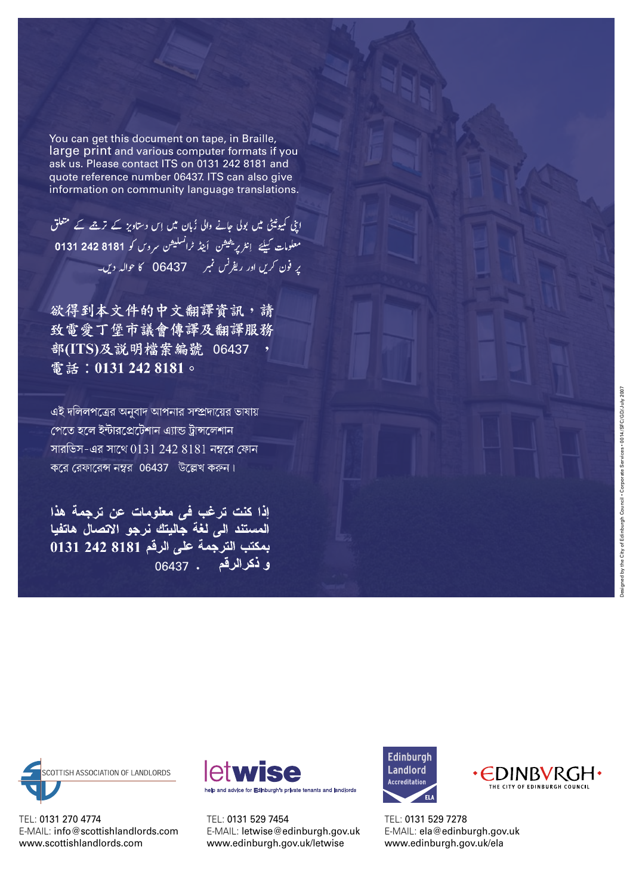You can get this document on tape, in Braille, large print and various computer formats if you ask us. Please contact ITS on 0131 242 8181 and quote reference number 06437. ITS can also give information on community language translations.

اپنی کمیونٹی میں بولی جانے والی زُبان میں اِس دستاویز کے ترجمے کے متعلق معلومات کیلئے اِنٹرپریٹیشن اَینڈ ٹرانسلیشن سروس کو 0131 242 8181 پر فون کریں اور ریفرنس نمبر 06437 کا حوالہ دیں۔

欲得到本文件的中文翻譯資訊，請致電愛丁堡市議會傳譯及翻譯服務部(ITS)及說明檔案編號 06437 ，電話：0131 242 8181。

এই দলিলপত্রের অনুবাদ আপনার সম্প্রদায়ের ভাষায় পেতে হলে ইন্টারপ্রেটেশন এ্যান্ড ট্রান্সলেশান সারভিস-এর সাথে 0131 242 8181 নম্বরে ফোন করে রেফারেন্স নম্বর 06437 উল্লেখ করুন।

إذا كنت ترغب في معلومات عن ترجمة هذا المستند الى لغة جاليتك نرجو الاتصال هاتفيا بمكتب الترجمة على الرقم 0131 242 8181 و ذكرالرقم 06437 .

Designed by the City of Edinburgh Council • Corporate Services • 0014/SFC/GD/July 2007

SCOTTISH ASSOCIATION OF LANDLORDS

TEL: 0131 270 4774
E-MAIL: info@scottishlandlords.com
www.scottishlandlords.com

letwise
help and advice for Edinburgh's private tenants and landlords

TEL: 0131 529 7454
E-MAIL: letwise@edinburgh.gov.uk
www.edinburgh.gov.uk/letwise

Edinburgh Landlord Accreditation ELA

EDINBVRGH
THE CITY OF EDINBURGH COUNCIL

TEL: 0131 529 7278
E-MAIL: ela@edinburgh.gov.uk
www.edinburgh.gov.uk/ela